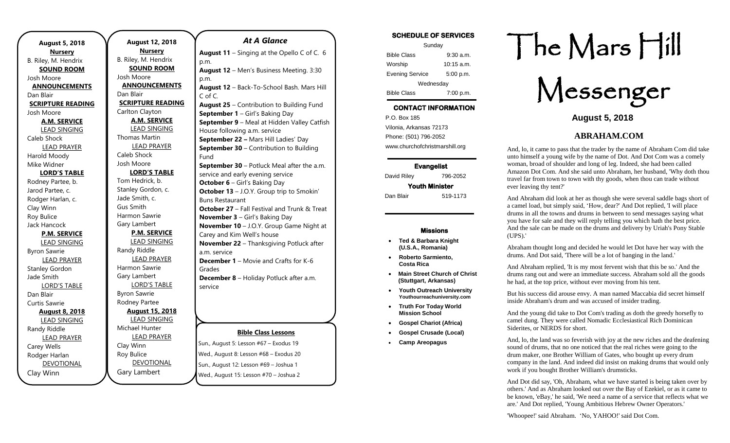**August 5, 2018**

**Nursery**
B. Riley, M. Hendrix

**SOUND ROOM**
Josh Moore

**ANNOUNCEMENTS**
Dan Blair

**SCRIPTURE READING**
Josh Moore

**A.M. SERVICE**

LEAD SINGING
Caleb Shock

LEAD PRAYER
Harold Moody
Mike Widner

**LORD'S TABLE**
Rodney Partee, b.
Jarod Partee, c.
Rodger Harlan, c.
Clay Winn
Roy Bulice
Jack Hancock

**P.M. SERVICE**

LEAD SINGING
Byron Sawrie

LEAD PRAYER
Stanley Gordon
Jade Smith

LORD'S TABLE
Dan Blair
Curtis Sawrie

**August 8, 2018**

LEAD SINGING
Randy Riddle

LEAD PRAYER
Carey Wells
Rodger Harlan

DEVOTIONAL
Clay Winn

**August 12, 2018**

**Nursery**
B. Riley, M. Hendrix

**SOUND ROOM**
Josh Moore

**ANNOUNCEMENTS**
Dan Blair

**SCRIPTURE READING**
Carlton Clayton

**A.M. SERVICE**

LEAD SINGING
Thomas Martin

LEAD PRAYER
Caleb Shock
Josh Moore

**LORD'S TABLE**
Tom Hedrick, b.
Stanley Gordon, c.
Jade Smith, c.
Gus Smith
Harmon Sawrie
Gary Lambert

**P.M. SERVICE**

LEAD SINGING
Randy Riddle

LEAD PRAYER
Harmon Sawrie
Gary Lambert

LORD'S TABLE
Byron Sawrie
Rodney Partee

**August 15, 2018**

LEAD SINGING
Michael Hunter

LEAD PRAYER
Clay Winn
Roy Bulice

DEVOTIONAL
Gary Lambert

## *At A Glance*

**August 11** – Singing at the Opello C of C. 6 p.m.
**August 12** – Men's Business Meeting. 3:30 p.m.
**August 12** – Back-To-School Bash. Mars Hill C of C.
**August 25** – Contribution to Building Fund
**September 1** – Girl's Baking Day
**September 9** – Meal at Hidden Valley Catfish House following a.m. service
**September 22 –** Mars Hill Ladies' Day
**September 30** – Contribution to Building Fund
**September 30** – Potluck Meal after the a.m. service and early evening service
**October 6** – Girl's Baking Day
**October 13** – J.O.Y. Group trip to Smokin' Buns Restaurant
**October 27** – Fall Festival and Trunk & Treat
**November 3** – Girl's Baking Day
**November 10** – J.O.Y. Group Game Night at Carey and Kim Well's house
**November 22** – Thanksgiving Potluck after a.m. service
**December 1** – Movie and Crafts for K-6 Grades
**December 8** – Holiday Potluck after a.m. service

**Bible Class Lessons**

Sun., August 5: Lesson #67 – Exodus 19
Wed., August 8: Lesson #68 – Exodus 20
Sun., August 12: Lesson #69 – Joshua 1
Wed., August 15: Lesson #70 – Joshua 2

**SCHEDULE OF SERVICES**

| Sunday | |
|---|---|
| Bible Class | 9:30 a.m. |
| Worship | 10:15 a.m. |
| Evening Service | 5:00 p.m. |
| Wednesday | |
| Bible Class | 7:00 p.m. |

**CONTACT INFORMATION**

P.O. Box 185
Vilonia, Arkansas 72173
Phone: (501) 796-2052
www.churchofchristmarshill.org

**Evangelist**
David Riley 796-2052

**Youth Minister**
Dan Blair 519-1173

**Missions**

- **Ted & Barbara Knight (U.S.A., Romania)**
- **Roberto Sarmiento, Costa Rica**
- **Main Street Church of Christ (Stuttgart, Arkansas)**
- **Youth Outreach University Youthourreachuniversity.com**
- **Truth For Today World Mission School**
- **Gospel Chariot (Africa)**
- **Gospel Crusade (Local)**
- **Camp Areopagus**

# The Mars Hill Messenger

**August 5, 2018**

## ABRAHAM.COM

And, lo, it came to pass that the trader by the name of Abraham Com did take unto himself a young wife by the name of Dot. And Dot Com was a comely woman, broad of shoulder and long of leg. Indeed, she had been called Amazon Dot Com. And she said unto Abraham, her husband, 'Why doth thou travel far from town to town with thy goods, when thou can trade without ever leaving thy tent?'

And Abraham did look at her as though she were several saddle bags short of a camel load, but simply said, 'How, dear?' And Dot replied, 'I will place drums in all the towns and drums in between to send messages saying what you have for sale and they will reply telling you which hath the best price. And the sale can be made on the drums and delivery by Uriah's Pony Stable (UPS).'

Abraham thought long and decided he would let Dot have her way with the drums. And Dot said, 'There will be a lot of banging in the land.'

And Abraham replied, 'It is my most fervent wish that this be so.' And the drums rang out and were an immediate success. Abraham sold all the goods he had, at the top price, without ever moving from his tent.

But his success did arouse envy. A man named Maccabia did secret himself inside Abraham's drum and was accused of insider trading.

And the young did take to Dot Com's trading as doth the greedy horsefly to camel dung. They were called Nomadic Ecclesiastical Rich Dominican Siderites, or NERDS for short.

And, lo, the land was so feverish with joy at the new riches and the deafening sound of drums, that no one noticed that the real riches were going to the drum maker, one Brother William of Gates, who bought up every drum company in the land. And indeed did insist on making drums that would only work if you bought Brother William's drumsticks.

And Dot did say, 'Oh, Abraham, what we have started is being taken over by others.' And as Abraham looked out over the Bay of Ezekiel, or as it came to be known, 'eBay,' he said, 'We need a name of a service that reflects what we are.' And Dot replied, 'Young Ambitious Hebrew Owner Operators.'

'Whoopee!' said Abraham. 'No, YAHOO!' said Dot Com.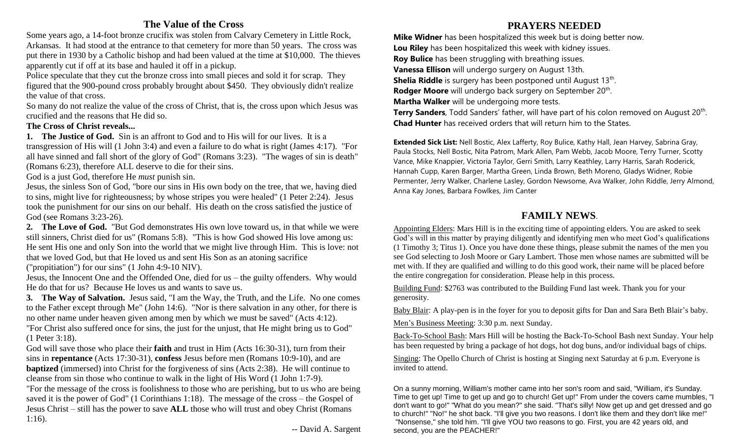## The Value of the Cross

Some years ago, a 14-foot bronze crucifix was stolen from Calvary Cemetery in Little Rock, Arkansas. It had stood at the entrance to that cemetery for more than 50 years. The cross was put there in 1930 by a Catholic bishop and had been valued at the time at $10,000. The thieves apparently cut if off at its base and hauled it off in a pickup.

Police speculate that they cut the bronze cross into small pieces and sold it for scrap. They figured that the 900-pound cross probably brought about $450. They obviously didn't realize the value of that cross.

So many do not realize the value of the cross of Christ, that is, the cross upon which Jesus was crucified and the reasons that He did so.

**The Cross of Christ reveals...**

**1. The Justice of God.** Sin is an affront to God and to His will for our lives. It is a transgression of His will (1 John 3:4) and even a failure to do what is right (James 4:17). "For all have sinned and fall short of the glory of God" (Romans 3:23). "The wages of sin is death" (Romans 6:23), therefore ALL deserve to die for their sins.

God is a just God, therefore He *must* punish sin.

Jesus, the sinless Son of God, "bore our sins in His own body on the tree, that we, having died to sins, might live for righteousness; by whose stripes you were healed" (1 Peter 2:24). Jesus took the punishment for our sins on our behalf. His death on the cross satisfied the justice of God (see Romans 3:23-26).

**2. The Love of God.** "But God demonstrates His own love toward us, in that while we were still sinners, Christ died for us" (Romans 5:8). "This is how God showed His love among us: He sent His one and only Son into the world that we might live through Him. This is love: not that we loved God, but that He loved us and sent His Son as an atoning sacrifice ("propitiation") for our sins" (1 John 4:9-10 NIV).

Jesus, the Innocent One and the Offended One, died for us – the guilty offenders. Why would He do that for us? Because He loves us and wants to save us.

**3. The Way of Salvation.** Jesus said, "I am the Way, the Truth, and the Life. No one comes to the Father except through Me" (John 14:6). "Nor is there salvation in any other, for there is no other name under heaven given among men by which we must be saved" (Acts 4:12). "For Christ also suffered once for sins, the just for the unjust, that He might bring us to God" (1 Peter 3:18).

God will save those who place their **faith** and trust in Him (Acts 16:30-31), turn from their sins in **repentance** (Acts 17:30-31), **confess** Jesus before men (Romans 10:9-10), and are **baptized** (immersed) into Christ for the forgiveness of sins (Acts 2:38). He will continue to cleanse from sin those who continue to walk in the light of His Word (1 John 1:7-9).

"For the message of the cross is foolishness to those who are perishing, but to us who are being saved it is the power of God" (1 Corinthians 1:18). The message of the cross – the Gospel of Jesus Christ – still has the power to save **ALL** those who will trust and obey Christ (Romans 1:16).

-- David A. Sargent

## PRAYERS NEEDED

**Mike Widner** has been hospitalized this week but is doing better now.
**Lou Riley** has been hospitalized this week with kidney issues.
**Roy Bulice** has been struggling with breathing issues.
**Vanessa Ellison** will undergo surgery on August 13th.
**Shelia Riddle** is surgery has been postponed until August 13th.
**Rodger Moore** will undergo back surgery on September 20th.
**Martha Walker** will be undergoing more tests.
**Terry Sanders**, Todd Sanders' father, will have part of his colon removed on August 20th.
**Chad Hunter** has received orders that will return him to the States.

**Extended Sick List:** Nell Bostic, Alex Lafferty, Roy Bulice, Kathy Hall, Jean Harvey, Sabrina Gray, Paula Stocks, Nell Bostic, Nita Patrom, Mark Allen, Pam Webb, Jacob Moore, Terry Turner, Scotty Vance, Mike Knappier, Victoria Taylor, Gerri Smith, Larry Keathley, Larry Harris, Sarah Roderick, Hannah Cupp, Karen Barger, Martha Green, Linda Brown, Beth Moreno, Gladys Widner, Robie Permenter, Jerry Walker, Charlene Lasley, Gordon Newsome, Ava Walker, John Riddle, Jerry Almond, Anna Kay Jones, Barbara Fowlkes, Jim Canter

## FAMILY NEWS.

Appointing Elders: Mars Hill is in the exciting time of appointing elders. You are asked to seek God's will in this matter by praying diligently and identifying men who meet God's qualifications (1 Timothy 3; Titus 1). Once you have done these things, please submit the names of the men you see God selecting to Josh Moore or Gary Lambert. Those men whose names are submitted will be met with. If they are qualified and willing to do this good work, their name will be placed before the entire congregation for consideration. Please help in this process.

Building Fund: $2763 was contributed to the Building Fund last week. Thank you for your generosity.

Baby Blair: A play-pen is in the foyer for you to deposit gifts for Dan and Sara Beth Blair's baby.

Men's Business Meeting: 3:30 p.m. next Sunday.

Back-To-School Bash: Mars Hill will be hosting the Back-To-School Bash next Sunday. Your help has been requested by bring a package of hot dogs, hot dog buns, and/or individual bags of chips.

Singing: The Opello Church of Christ is hosting at Singing next Saturday at 6 p.m. Everyone is invited to attend.

On a sunny morning, William's mother came into her son's room and said, "William, it's Sunday. Time to get up! Time to get up and go to church! Get up!" From under the covers came mumbles, "I don't want to go!" "What do you mean?" she said. "That's silly! Now get up and get dressed and go to church!" "No!" he shot back. "I'll give you two reasons. I don't like them and they don't like me!" "Nonsense," she told him. "I'll give YOU two reasons to go. First, you are 42 years old, and second, you are the PEACHER!"